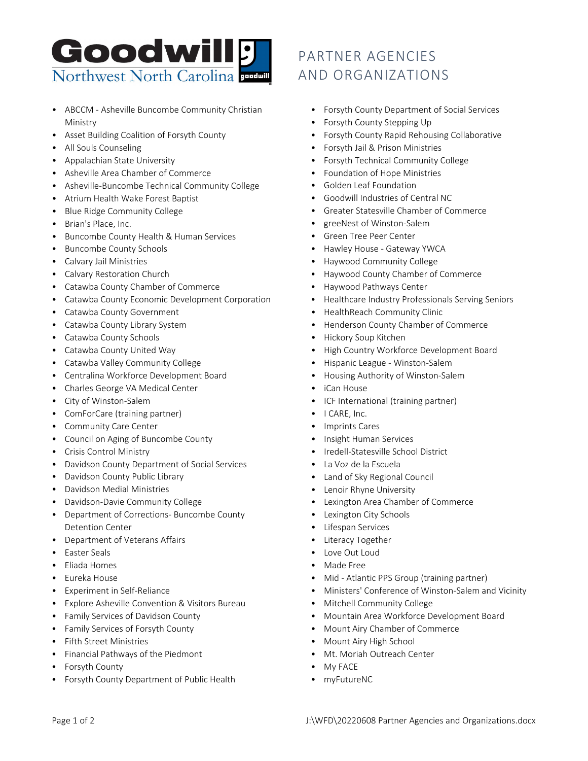Goodwill Northwest North Carolina

# PARTNER AGENCIES AND ORGANIZATIONS

- ABCCM - Asheville Buncombe Community Christian Ministry
- Asset Building Coalition of Forsyth County
- All Souls Counseling
- Appalachian State University
- Asheville Area Chamber of Commerce
- Asheville-Buncombe Technical Community College
- Atrium Health Wake Forest Baptist
- Blue Ridge Community College
- Brian's Place, Inc.
- Buncombe County Health & Human Services
- Buncombe County Schools
- Calvary Jail Ministries
- Calvary Restoration Church
- Catawba County Chamber of Commerce
- Catawba County Economic Development Corporation
- Catawba County Government
- Catawba County Library System
- Catawba County Schools
- Catawba County United Way
- Catawba Valley Community College
- Centralina Workforce Development Board
- Charles George VA Medical Center
- City of Winston-Salem
- ComForCare (training partner)
- Community Care Center
- Council on Aging of Buncombe County
- Crisis Control Ministry
- Davidson County Department of Social Services
- Davidson County Public Library
- Davidson Medial Ministries
- Davidson-Davie Community College
- Department of Corrections- Buncombe County Detention Center
- Department of Veterans Affairs
- Easter Seals
- Eliada Homes
- Eureka House
- Experiment in Self-Reliance
- Explore Asheville Convention & Visitors Bureau
- Family Services of Davidson County
- Family Services of Forsyth County
- Fifth Street Ministries
- Financial Pathways of the Piedmont
- Forsyth County
- Forsyth County Department of Public Health
- Forsyth County Department of Social Services
- Forsyth County Stepping Up
- Forsyth County Rapid Rehousing Collaborative
- Forsyth Jail & Prison Ministries
- Forsyth Technical Community College
- Foundation of Hope Ministries
- Golden Leaf Foundation
- Goodwill Industries of Central NC
- Greater Statesville Chamber of Commerce
- greeNest of Winston-Salem
- Green Tree Peer Center
- Hawley House - Gateway YWCA
- Haywood Community College
- Haywood County Chamber of Commerce
- Haywood Pathways Center
- Healthcare Industry Professionals Serving Seniors
- HealthReach Community Clinic
- Henderson County Chamber of Commerce
- Hickory Soup Kitchen
- High Country Workforce Development Board
- Hispanic League - Winston-Salem
- Housing Authority of Winston-Salem
- iCan House
- ICF International (training partner)
- I CARE, Inc.
- Imprints Cares
- Insight Human Services
- Iredell-Statesville School District
- La Voz de la Escuela
- Land of Sky Regional Council
- Lenoir Rhyne University
- Lexington Area Chamber of Commerce
- Lexington City Schools
- Lifespan Services
- Literacy Together
- Love Out Loud
- Made Free
- Mid - Atlantic PPS Group (training partner)
- Ministers' Conference of Winston-Salem and Vicinity
- Mitchell Community College
- Mountain Area Workforce Development Board
- Mount Airy Chamber of Commerce
- Mount Airy High School
- Mt. Moriah Outreach Center
- My FACE
- myFutureNC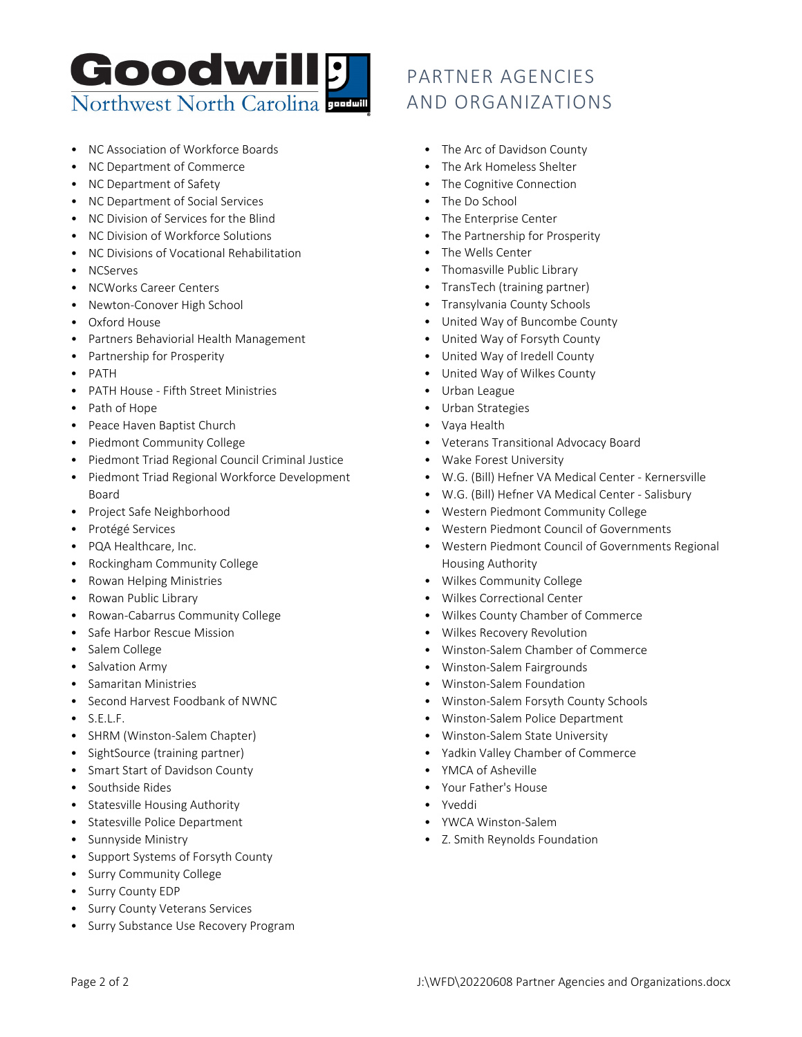# PARTNER AGENCIES AND ORGANIZATIONS

- NC Association of Workforce Boards
- NC Department of Commerce
- NC Department of Safety
- NC Department of Social Services
- NC Division of Services for the Blind
- NC Division of Workforce Solutions
- NC Divisions of Vocational Rehabilitation
- NCServes
- NCWorks Career Centers
- Newton-Conover High School
- Oxford House
- Partners Behaviorial Health Management
- Partnership for Prosperity
- PATH
- PATH House - Fifth Street Ministries
- Path of Hope
- Peace Haven Baptist Church
- Piedmont Community College
- Piedmont Triad Regional Council Criminal Justice
- Piedmont Triad Regional Workforce Development Board
- Project Safe Neighborhood
- Protégé Services
- PQA Healthcare, Inc.
- Rockingham Community College
- Rowan Helping Ministries
- Rowan Public Library
- Rowan-Cabarrus Community College
- Safe Harbor Rescue Mission
- Salem College
- Salvation Army
- Samaritan Ministries
- Second Harvest Foodbank of NWNC
- S.E.L.F.
- SHRM (Winston-Salem Chapter)
- SightSource (training partner)
- Smart Start of Davidson County
- Southside Rides
- Statesville Housing Authority
- Statesville Police Department
- Sunnyside Ministry
- Support Systems of Forsyth County
- Surry Community College
- Surry County EDP
- Surry County Veterans Services
- Surry Substance Use Recovery Program
- The Arc of Davidson County
- The Ark Homeless Shelter
- The Cognitive Connection
- The Do School
- The Enterprise Center
- The Partnership for Prosperity
- The Wells Center
- Thomasville Public Library
- TransTech (training partner)
- Transylvania County Schools
- United Way of Buncombe County
- United Way of Forsyth County
- United Way of Iredell County
- United Way of Wilkes County
- Urban League
- Urban Strategies
- Vaya Health
- Veterans Transitional Advocacy Board
- Wake Forest University
- W.G. (Bill) Hefner VA Medical Center - Kernersville
- W.G. (Bill) Hefner VA Medical Center - Salisbury
- Western Piedmont Community College
- Western Piedmont Council of Governments
- Western Piedmont Council of Governments Regional Housing Authority
- Wilkes Community College
- Wilkes Correctional Center
- Wilkes County Chamber of Commerce
- Wilkes Recovery Revolution
- Winston-Salem Chamber of Commerce
- Winston-Salem Fairgrounds
- Winston-Salem Foundation
- Winston-Salem Forsyth County Schools
- Winston-Salem Police Department
- Winston-Salem State University
- Yadkin Valley Chamber of Commerce
- YMCA of Asheville
- Your Father's House
- Yveddi
- YWCA Winston-Salem
- Z. Smith Reynolds Foundation

J:\WFD\20220608 Partner Agencies and Organizations.docx